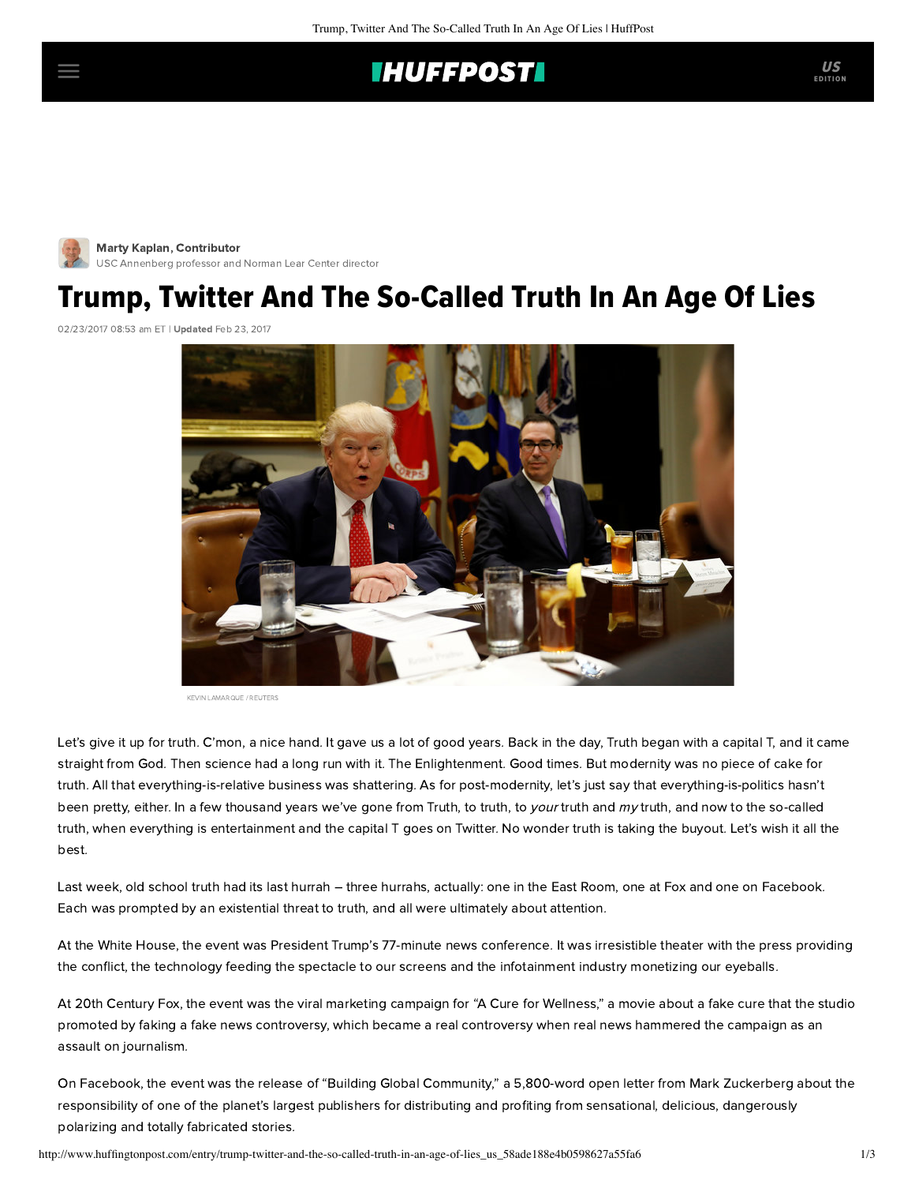Marty Kaplan, Contributor
USC Annenberg professor and Norman Lear Center director

# Trump, Twitter And The So-Called Truth In An Age Of Lies

02/23/2017 08:53 am ET | **Updated** Feb 23, 2017

KEVIN LAMARQUE / REUTERS

Let's give it up for truth. C'mon, a nice hand. It gave us a lot of good years. Back in the day, Truth began with a capital T, and it came straight from God. Then science had a long run with it. The Enlightenment. Good times. But modernity was no piece of cake for truth. All that everything-is-relative business was shattering. As for post-modernity, let's just say that everything-is-politics hasn't been pretty, either. In a few thousand years we've gone from Truth, to truth, to *your* truth and *my* truth, and now to the so-called truth, when everything is entertainment and the capital T goes on Twitter. No wonder truth is taking the buyout. Let's wish it all the best.

Last week, old school truth had its last hurrah – three hurrahs, actually: one in the East Room, one at Fox and one on Facebook. Each was prompted by an existential threat to truth, and all were ultimately about attention.

At the White House, the event was President Trump's 77-minute news conference. It was irresistible theater with the press providing the conflict, the technology feeding the spectacle to our screens and the infotainment industry monetizing our eyeballs.

At 20th Century Fox, the event was the viral marketing campaign for "A Cure for Wellness," a movie about a fake cure that the studio promoted by faking a fake news controversy, which became a real controversy when real news hammered the campaign as an assault on journalism.

On Facebook, the event was the release of "Building Global Community," a 5,800-word open letter from Mark Zuckerberg about the responsibility of one of the planet's largest publishers for distributing and profiting from sensational, delicious, dangerously polarizing and totally fabricated stories.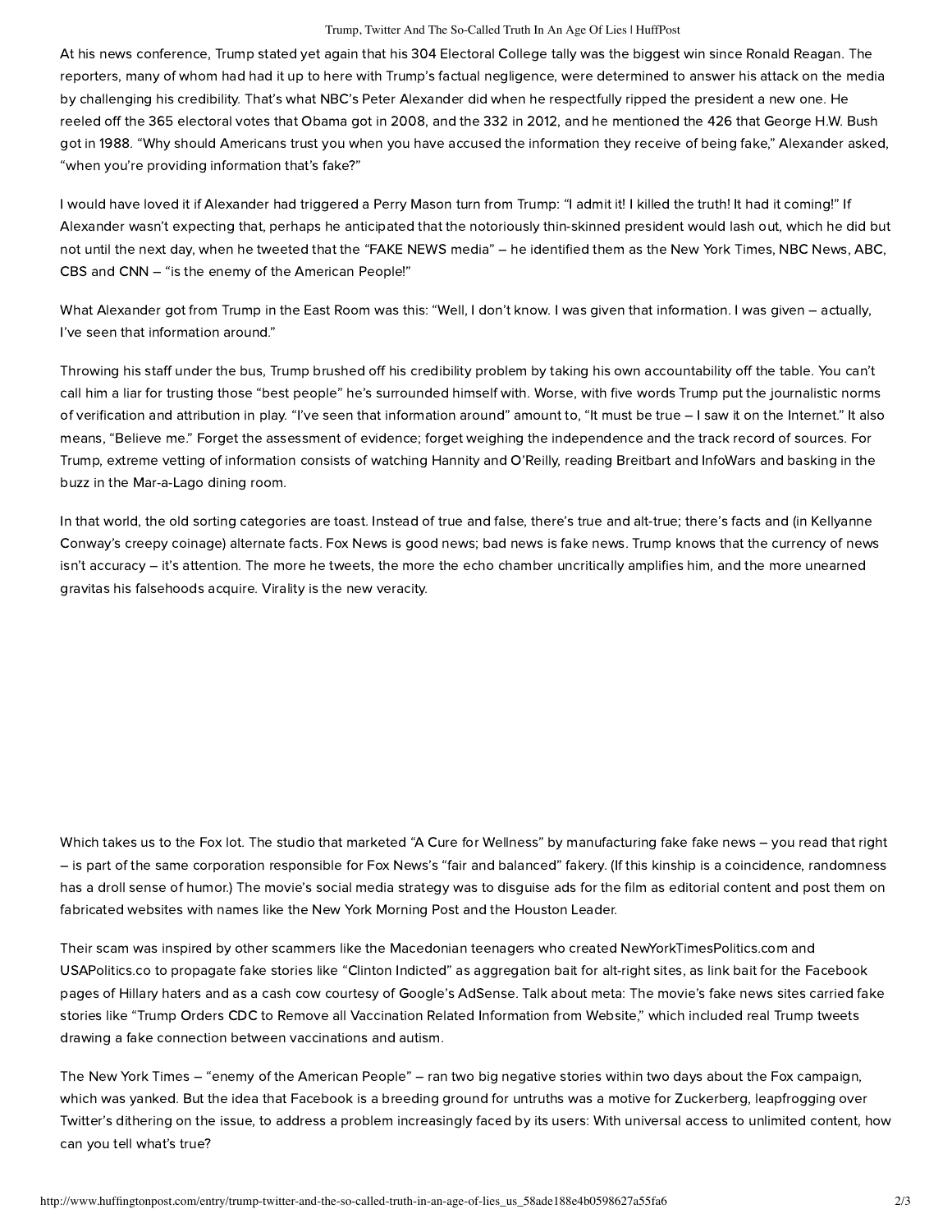At his news conference, Trump stated yet again that his 304 Electoral College tally was the biggest win since Ronald Reagan. The reporters, many of whom had had it up to here with Trump's factual negligence, were determined to answer his attack on the media by challenging his credibility. That's what NBC's Peter Alexander did when he respectfully ripped the president a new one. He reeled off the 365 electoral votes that Obama got in 2008, and the 332 in 2012, and he mentioned the 426 that George H.W. Bush got in 1988. "Why should Americans trust you when you have accused the information they receive of being fake," Alexander asked, "when you're providing information that's fake?"

I would have loved it if Alexander had triggered a Perry Mason turn from Trump: "I admit it! I killed the truth! It had it coming!" If Alexander wasn't expecting that, perhaps he anticipated that the notoriously thin-skinned president would lash out, which he did but not until the next day, when he tweeted that the "FAKE NEWS media" – he identified them as the New York Times, NBC News, ABC, CBS and CNN – "is the enemy of the American People!"

What Alexander got from Trump in the East Room was this: "Well, I don't know. I was given that information. I was given – actually, I've seen that information around."

Throwing his staff under the bus, Trump brushed off his credibility problem by taking his own accountability off the table. You can't call him a liar for trusting those "best people" he's surrounded himself with. Worse, with five words Trump put the journalistic norms of verification and attribution in play. "I've seen that information around" amount to, "It must be true – I saw it on the Internet." It also means, "Believe me." Forget the assessment of evidence; forget weighing the independence and the track record of sources. For Trump, extreme vetting of information consists of watching Hannity and O'Reilly, reading Breitbart and InfoWars and basking in the buzz in the Mar-a-Lago dining room.

In that world, the old sorting categories are toast. Instead of true and false, there's true and alt-true; there's facts and (in Kellyanne Conway's creepy coinage) alternate facts. Fox News is good news; bad news is fake news. Trump knows that the currency of news isn't accuracy – it's attention. The more he tweets, the more the echo chamber uncritically amplifies him, and the more unearned gravitas his falsehoods acquire. Virality is the new veracity.

Which takes us to the Fox lot. The studio that marketed "A Cure for Wellness" by manufacturing fake fake news – you read that right – is part of the same corporation responsible for Fox News's "fair and balanced" fakery. (If this kinship is a coincidence, randomness has a droll sense of humor.) The movie's social media strategy was to disguise ads for the film as editorial content and post them on fabricated websites with names like the New York Morning Post and the Houston Leader.

Their scam was inspired by other scammers like the Macedonian teenagers who created NewYorkTimesPolitics.com and USAPolitics.co to propagate fake stories like "Clinton Indicted" as aggregation bait for alt-right sites, as link bait for the Facebook pages of Hillary haters and as a cash cow courtesy of Google's AdSense. Talk about meta: The movie's fake news sites carried fake stories like "Trump Orders CDC to Remove all Vaccination Related Information from Website," which included real Trump tweets drawing a fake connection between vaccinations and autism.

The New York Times – "enemy of the American People" – ran two big negative stories within two days about the Fox campaign, which was yanked. But the idea that Facebook is a breeding ground for untruths was a motive for Zuckerberg, leapfrogging over Twitter's dithering on the issue, to address a problem increasingly faced by its users: With universal access to unlimited content, how can you tell what's true?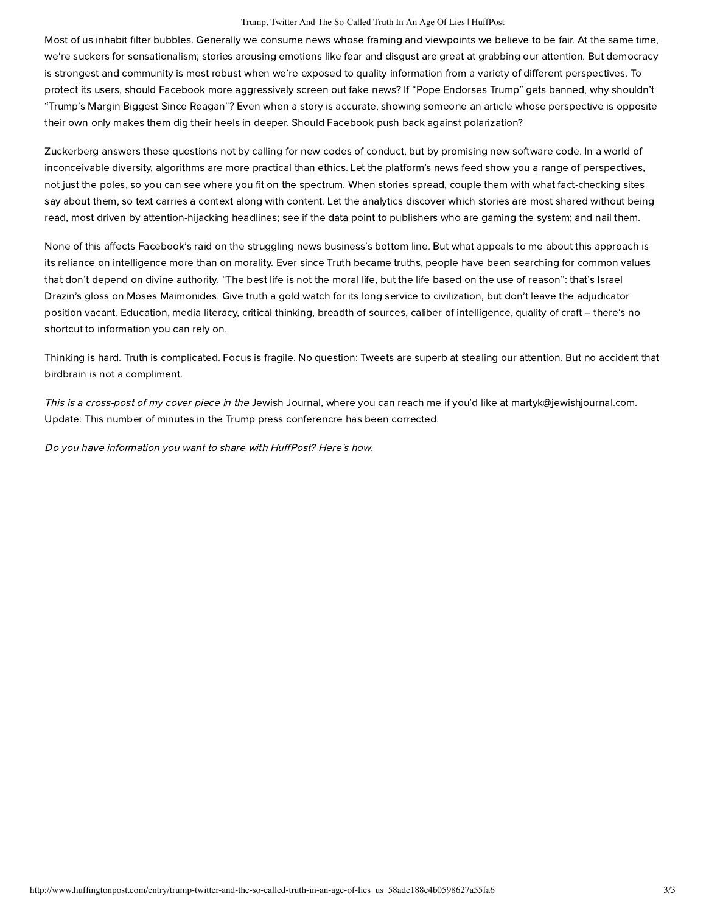Most of us inhabit filter bubbles. Generally we consume news whose framing and viewpoints we believe to be fair. At the same time, we're suckers for sensationalism; stories arousing emotions like fear and disgust are great at grabbing our attention. But democracy is strongest and community is most robust when we're exposed to quality information from a variety of different perspectives. To protect its users, should Facebook more aggressively screen out fake news? If "Pope Endorses Trump" gets banned, why shouldn't "Trump's Margin Biggest Since Reagan"? Even when a story is accurate, showing someone an article whose perspective is opposite their own only makes them dig their heels in deeper. Should Facebook push back against polarization?

Zuckerberg answers these questions not by calling for new codes of conduct, but by promising new software code. In a world of inconceivable diversity, algorithms are more practical than ethics. Let the platform's news feed show you a range of perspectives, not just the poles, so you can see where you fit on the spectrum. When stories spread, couple them with what fact-checking sites say about them, so text carries a context along with content. Let the analytics discover which stories are most shared without being read, most driven by attention-hijacking headlines; see if the data point to publishers who are gaming the system; and nail them.

None of this affects Facebook's raid on the struggling news business's bottom line. But what appeals to me about this approach is its reliance on intelligence more than on morality. Ever since Truth became truths, people have been searching for common values that don't depend on divine authority. "The best life is not the moral life, but the life based on the use of reason": that's Israel Drazin's gloss on Moses Maimonides. Give truth a gold watch for its long service to civilization, but don't leave the adjudicator position vacant. Education, media literacy, critical thinking, breadth of sources, caliber of intelligence, quality of craft – there's no shortcut to information you can rely on.

Thinking is hard. Truth is complicated. Focus is fragile. No question: Tweets are superb at stealing our attention. But no accident that birdbrain is not a compliment.

*This is a cross-post of my cover piece in the* Jewish Journal, where you can reach me if you'd like at martyk@jewishjournal.com. Update: This number of minutes in the Trump press conferencre has been corrected.

*Do you have information you want to share with HuffPost? Here's how.*